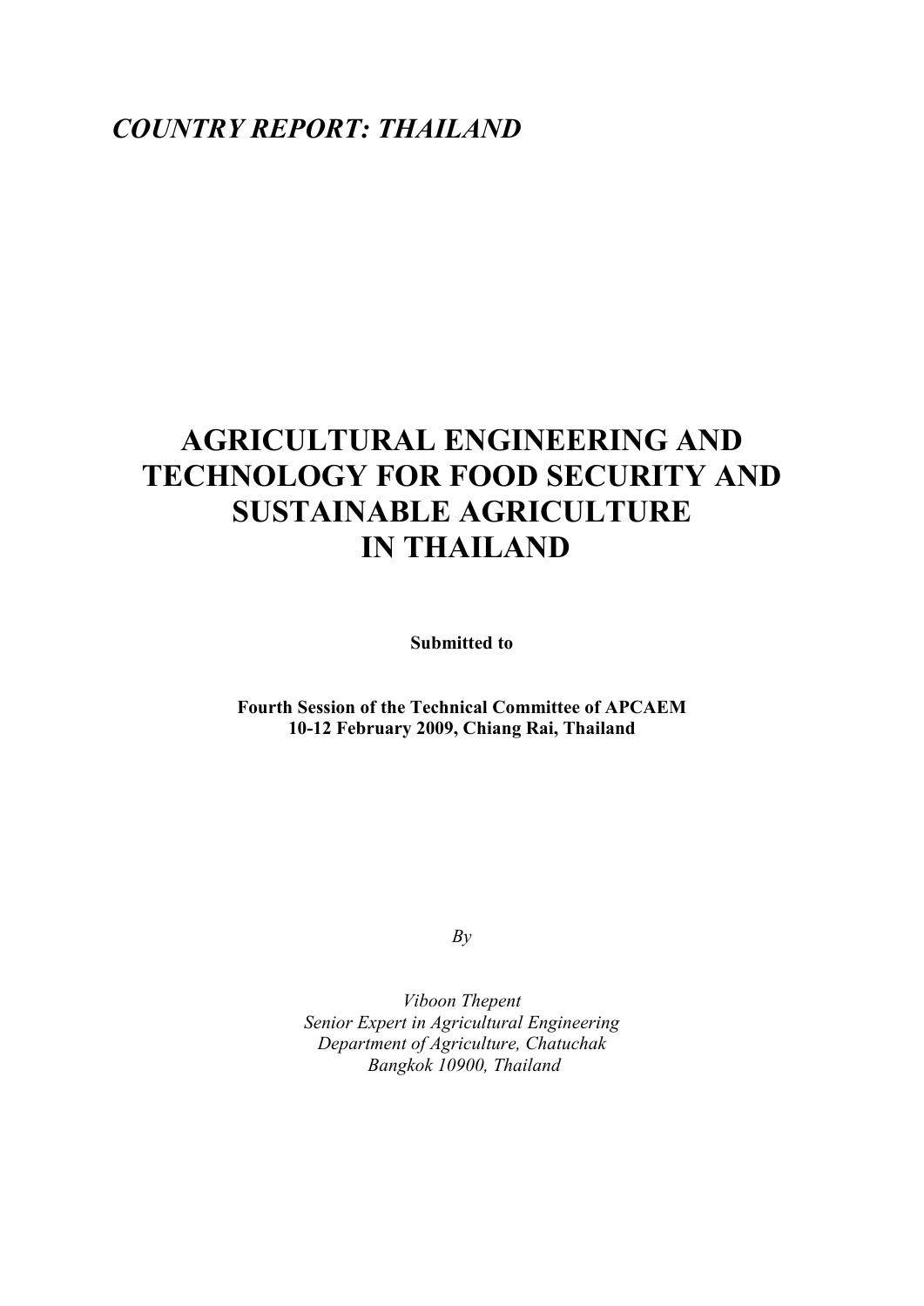*COUNTRY REPORT: THAILAND*

# AGRICULTURAL ENGINEERING AND TECHNOLOGY FOR FOOD SECURITY AND SUSTAINABLE AGRICULTURE IN THAILAND

**Submitted to**

**Fourth Session of the Technical Committee of APCAEM**
**10-12 February 2009, Chiang Rai, Thailand**

*By*

*Viboon Thepent*
*Senior Expert in Agricultural Engineering*
*Department of Agriculture, Chatuchak*
*Bangkok 10900, Thailand*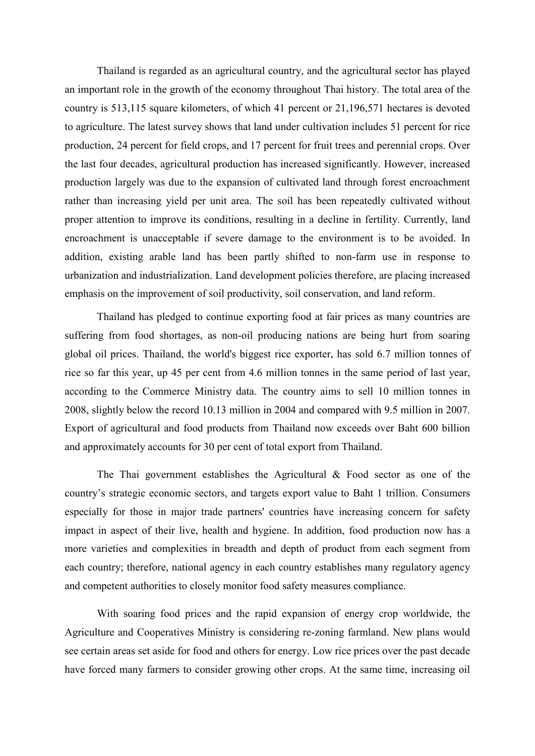Thailand is regarded as an agricultural country, and the agricultural sector has played an important role in the growth of the economy throughout Thai history. The total area of the country is 513,115 square kilometers, of which 41 percent or 21,196,571 hectares is devoted to agriculture. The latest survey shows that land under cultivation includes 51 percent for rice production, 24 percent for field crops, and 17 percent for fruit trees and perennial crops. Over the last four decades, agricultural production has increased significantly. However, increased production largely was due to the expansion of cultivated land through forest encroachment rather than increasing yield per unit area. The soil has been repeatedly cultivated without proper attention to improve its conditions, resulting in a decline in fertility. Currently, land encroachment is unacceptable if severe damage to the environment is to be avoided. In addition, existing arable land has been partly shifted to non-farm use in response to urbanization and industrialization. Land development policies therefore, are placing increased emphasis on the improvement of soil productivity, soil conservation, and land reform.

Thailand has pledged to continue exporting food at fair prices as many countries are suffering from food shortages, as non-oil producing nations are being hurt from soaring global oil prices. Thailand, the world's biggest rice exporter, has sold 6.7 million tonnes of rice so far this year, up 45 per cent from 4.6 million tonnes in the same period of last year, according to the Commerce Ministry data. The country aims to sell 10 million tonnes in 2008, slightly below the record 10.13 million in 2004 and compared with 9.5 million in 2007. Export of agricultural and food products from Thailand now exceeds over Baht 600 billion and approximately accounts for 30 per cent of total export from Thailand.

The Thai government establishes the Agricultural & Food sector as one of the country's strategic economic sectors, and targets export value to Baht 1 trillion. Consumers especially for those in major trade partners' countries have increasing concern for safety impact in aspect of their live, health and hygiene. In addition, food production now has a more varieties and complexities in breadth and depth of product from each segment from each country; therefore, national agency in each country establishes many regulatory agency and competent authorities to closely monitor food safety measures compliance.

With soaring food prices and the rapid expansion of energy crop worldwide, the Agriculture and Cooperatives Ministry is considering re-zoning farmland. New plans would see certain areas set aside for food and others for energy. Low rice prices over the past decade have forced many farmers to consider growing other crops. At the same time, increasing oil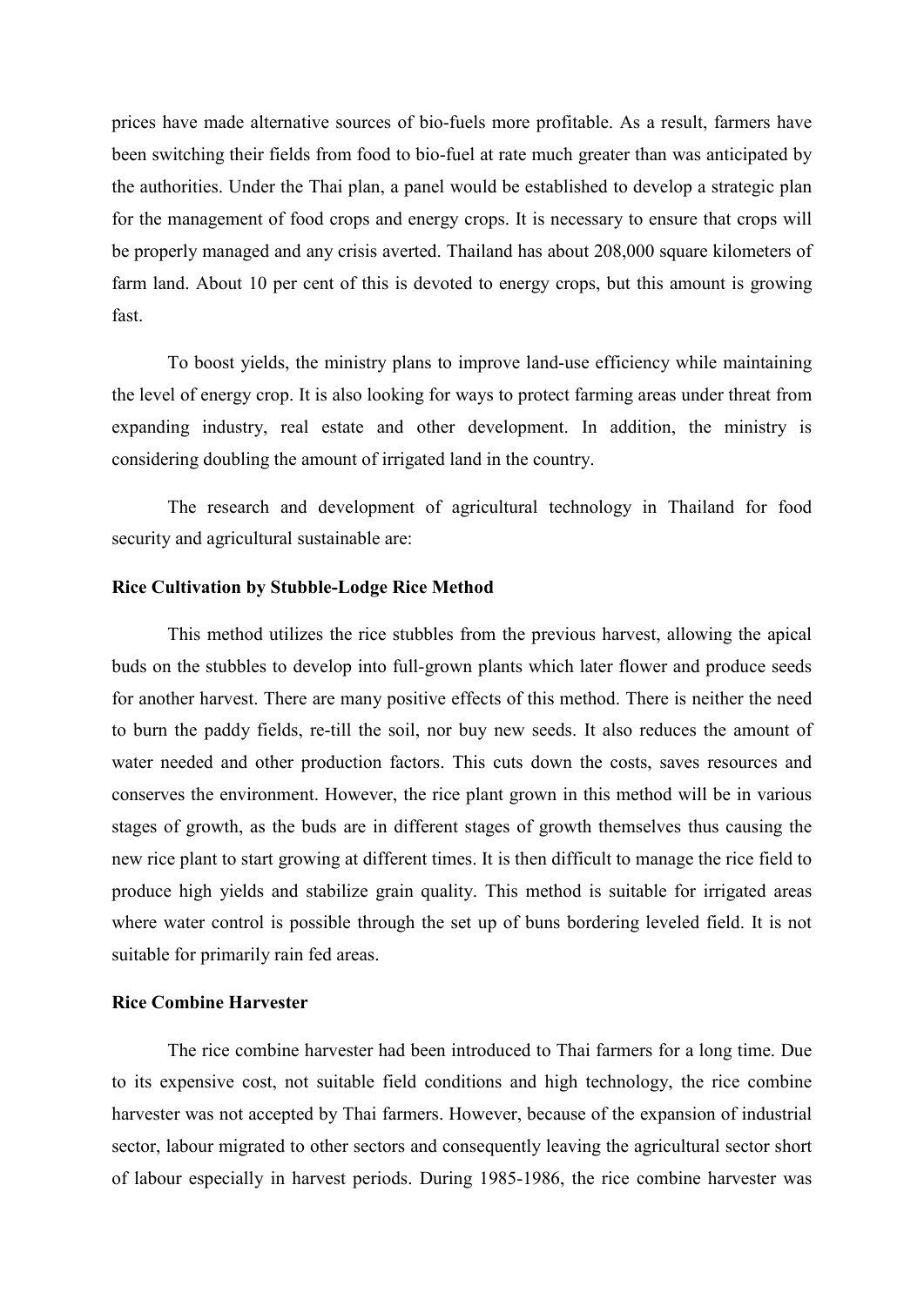prices have made alternative sources of bio-fuels more profitable. As a result, farmers have been switching their fields from food to bio-fuel at rate much greater than was anticipated by the authorities. Under the Thai plan, a panel would be established to develop a strategic plan for the management of food crops and energy crops. It is necessary to ensure that crops will be properly managed and any crisis averted. Thailand has about 208,000 square kilometers of farm land. About 10 per cent of this is devoted to energy crops, but this amount is growing fast.

To boost yields, the ministry plans to improve land-use efficiency while maintaining the level of energy crop. It is also looking for ways to protect farming areas under threat from expanding industry, real estate and other development. In addition, the ministry is considering doubling the amount of irrigated land in the country.

The research and development of agricultural technology in Thailand for food security and agricultural sustainable are:

**Rice Cultivation by Stubble-Lodge Rice Method**

This method utilizes the rice stubbles from the previous harvest, allowing the apical buds on the stubbles to develop into full-grown plants which later flower and produce seeds for another harvest. There are many positive effects of this method. There is neither the need to burn the paddy fields, re-till the soil, nor buy new seeds. It also reduces the amount of water needed and other production factors. This cuts down the costs, saves resources and conserves the environment. However, the rice plant grown in this method will be in various stages of growth, as the buds are in different stages of growth themselves thus causing the new rice plant to start growing at different times. It is then difficult to manage the rice field to produce high yields and stabilize grain quality. This method is suitable for irrigated areas where water control is possible through the set up of buns bordering leveled field. It is not suitable for primarily rain fed areas.

**Rice Combine Harvester**

The rice combine harvester had been introduced to Thai farmers for a long time. Due to its expensive cost, not suitable field conditions and high technology, the rice combine harvester was not accepted by Thai farmers. However, because of the expansion of industrial sector, labour migrated to other sectors and consequently leaving the agricultural sector short of labour especially in harvest periods. During 1985-1986, the rice combine harvester was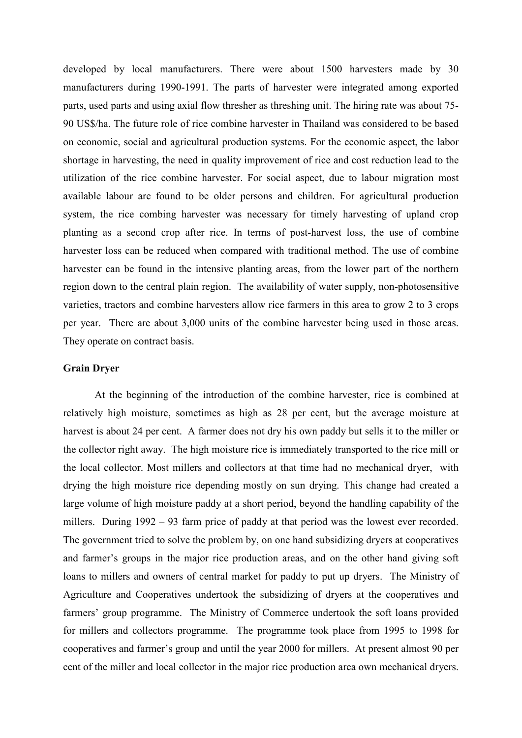developed by local manufacturers. There were about 1500 harvesters made by 30 manufacturers during 1990-1991. The parts of harvester were integrated among exported parts, used parts and using axial flow thresher as threshing unit. The hiring rate was about 75-90 US$/ha. The future role of rice combine harvester in Thailand was considered to be based on economic, social and agricultural production systems. For the economic aspect, the labor shortage in harvesting, the need in quality improvement of rice and cost reduction lead to the utilization of the rice combine harvester. For social aspect, due to labour migration most available labour are found to be older persons and children. For agricultural production system, the rice combing harvester was necessary for timely harvesting of upland crop planting as a second crop after rice. In terms of post-harvest loss, the use of combine harvester loss can be reduced when compared with traditional method. The use of combine harvester can be found in the intensive planting areas, from the lower part of the northern region down to the central plain region. The availability of water supply, non-photosensitive varieties, tractors and combine harvesters allow rice farmers in this area to grow 2 to 3 crops per year. There are about 3,000 units of the combine harvester being used in those areas. They operate on contract basis.

**Grain Dryer**

At the beginning of the introduction of the combine harvester, rice is combined at relatively high moisture, sometimes as high as 28 per cent, but the average moisture at harvest is about 24 per cent. A farmer does not dry his own paddy but sells it to the miller or the collector right away. The high moisture rice is immediately transported to the rice mill or the local collector. Most millers and collectors at that time had no mechanical dryer, with drying the high moisture rice depending mostly on sun drying. This change had created a large volume of high moisture paddy at a short period, beyond the handling capability of the millers. During 1992 – 93 farm price of paddy at that period was the lowest ever recorded. The government tried to solve the problem by, on one hand subsidizing dryers at cooperatives and farmer's groups in the major rice production areas, and on the other hand giving soft loans to millers and owners of central market for paddy to put up dryers. The Ministry of Agriculture and Cooperatives undertook the subsidizing of dryers at the cooperatives and farmers' group programme. The Ministry of Commerce undertook the soft loans provided for millers and collectors programme. The programme took place from 1995 to 1998 for cooperatives and farmer's group and until the year 2000 for millers. At present almost 90 per cent of the miller and local collector in the major rice production area own mechanical dryers.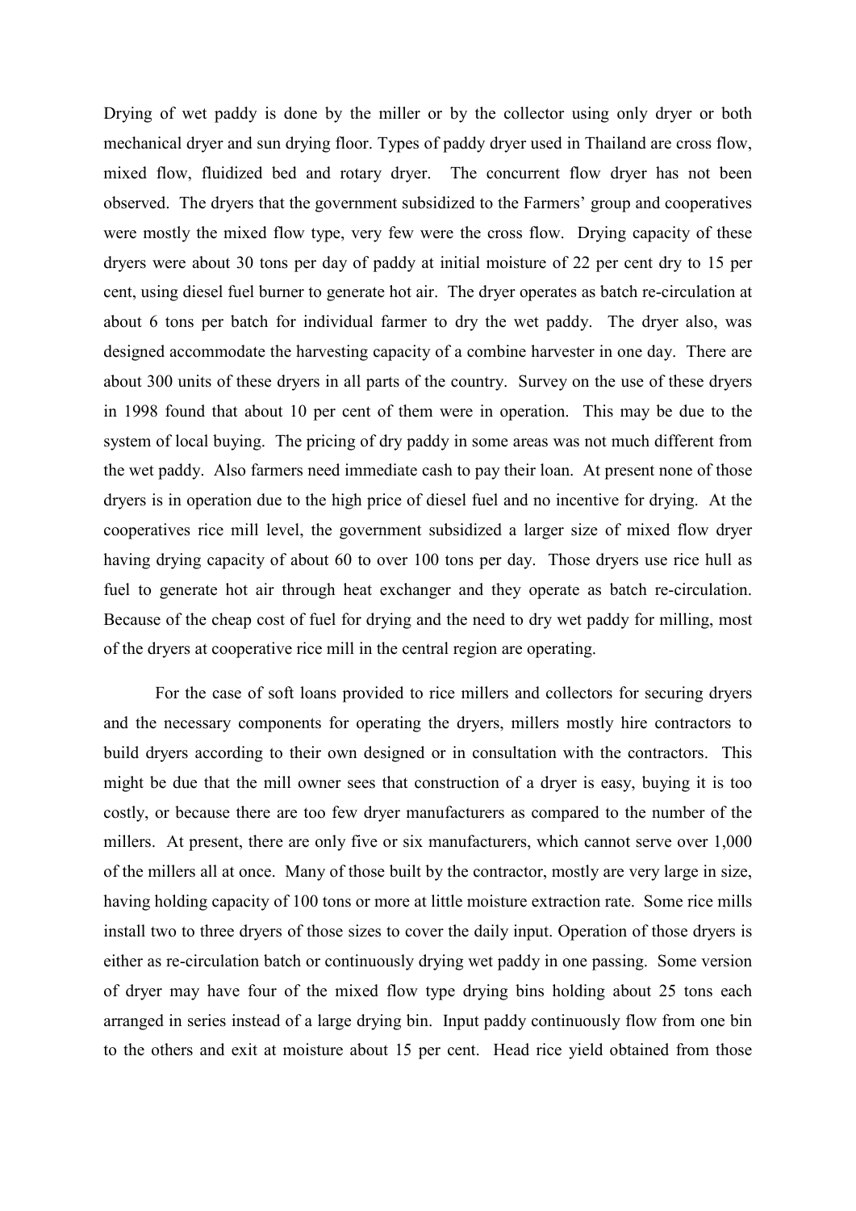Drying of wet paddy is done by the miller or by the collector using only dryer or both mechanical dryer and sun drying floor. Types of paddy dryer used in Thailand are cross flow, mixed flow, fluidized bed and rotary dryer. The concurrent flow dryer has not been observed. The dryers that the government subsidized to the Farmers' group and cooperatives were mostly the mixed flow type, very few were the cross flow. Drying capacity of these dryers were about 30 tons per day of paddy at initial moisture of 22 per cent dry to 15 per cent, using diesel fuel burner to generate hot air. The dryer operates as batch re-circulation at about 6 tons per batch for individual farmer to dry the wet paddy. The dryer also, was designed accommodate the harvesting capacity of a combine harvester in one day. There are about 300 units of these dryers in all parts of the country. Survey on the use of these dryers in 1998 found that about 10 per cent of them were in operation. This may be due to the system of local buying. The pricing of dry paddy in some areas was not much different from the wet paddy. Also farmers need immediate cash to pay their loan. At present none of those dryers is in operation due to the high price of diesel fuel and no incentive for drying. At the cooperatives rice mill level, the government subsidized a larger size of mixed flow dryer having drying capacity of about 60 to over 100 tons per day. Those dryers use rice hull as fuel to generate hot air through heat exchanger and they operate as batch re-circulation. Because of the cheap cost of fuel for drying and the need to dry wet paddy for milling, most of the dryers at cooperative rice mill in the central region are operating.

For the case of soft loans provided to rice millers and collectors for securing dryers and the necessary components for operating the dryers, millers mostly hire contractors to build dryers according to their own designed or in consultation with the contractors. This might be due that the mill owner sees that construction of a dryer is easy, buying it is too costly, or because there are too few dryer manufacturers as compared to the number of the millers. At present, there are only five or six manufacturers, which cannot serve over 1,000 of the millers all at once. Many of those built by the contractor, mostly are very large in size, having holding capacity of 100 tons or more at little moisture extraction rate. Some rice mills install two to three dryers of those sizes to cover the daily input. Operation of those dryers is either as re-circulation batch or continuously drying wet paddy in one passing. Some version of dryer may have four of the mixed flow type drying bins holding about 25 tons each arranged in series instead of a large drying bin. Input paddy continuously flow from one bin to the others and exit at moisture about 15 per cent. Head rice yield obtained from those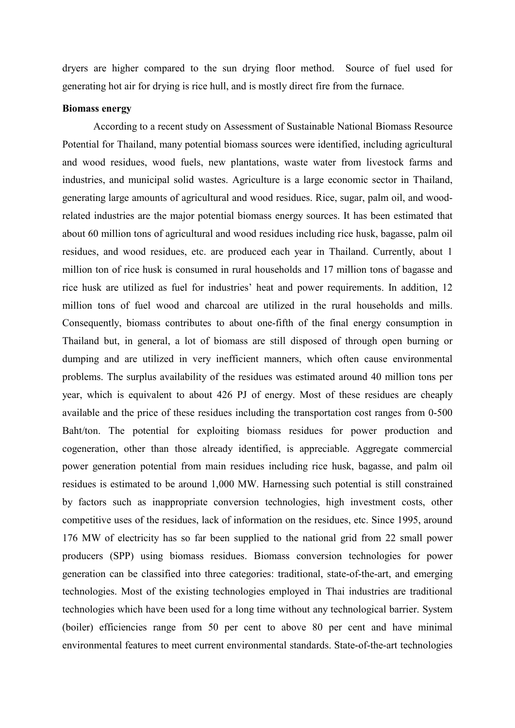dryers are higher compared to the sun drying floor method. Source of fuel used for generating hot air for drying is rice hull, and is mostly direct fire from the furnace.

**Biomass energy**

According to a recent study on Assessment of Sustainable National Biomass Resource Potential for Thailand, many potential biomass sources were identified, including agricultural and wood residues, wood fuels, new plantations, waste water from livestock farms and industries, and municipal solid wastes. Agriculture is a large economic sector in Thailand, generating large amounts of agricultural and wood residues. Rice, sugar, palm oil, and wood-related industries are the major potential biomass energy sources. It has been estimated that about 60 million tons of agricultural and wood residues including rice husk, bagasse, palm oil residues, and wood residues, etc. are produced each year in Thailand. Currently, about 1 million ton of rice husk is consumed in rural households and 17 million tons of bagasse and rice husk are utilized as fuel for industries' heat and power requirements. In addition, 12 million tons of fuel wood and charcoal are utilized in the rural households and mills. Consequently, biomass contributes to about one-fifth of the final energy consumption in Thailand but, in general, a lot of biomass are still disposed of through open burning or dumping and are utilized in very inefficient manners, which often cause environmental problems. The surplus availability of the residues was estimated around 40 million tons per year, which is equivalent to about 426 PJ of energy. Most of these residues are cheaply available and the price of these residues including the transportation cost ranges from 0-500 Baht/ton. The potential for exploiting biomass residues for power production and cogeneration, other than those already identified, is appreciable. Aggregate commercial power generation potential from main residues including rice husk, bagasse, and palm oil residues is estimated to be around 1,000 MW. Harnessing such potential is still constrained by factors such as inappropriate conversion technologies, high investment costs, other competitive uses of the residues, lack of information on the residues, etc. Since 1995, around 176 MW of electricity has so far been supplied to the national grid from 22 small power producers (SPP) using biomass residues. Biomass conversion technologies for power generation can be classified into three categories: traditional, state-of-the-art, and emerging technologies. Most of the existing technologies employed in Thai industries are traditional technologies which have been used for a long time without any technological barrier. System (boiler) efficiencies range from 50 per cent to above 80 per cent and have minimal environmental features to meet current environmental standards. State-of-the-art technologies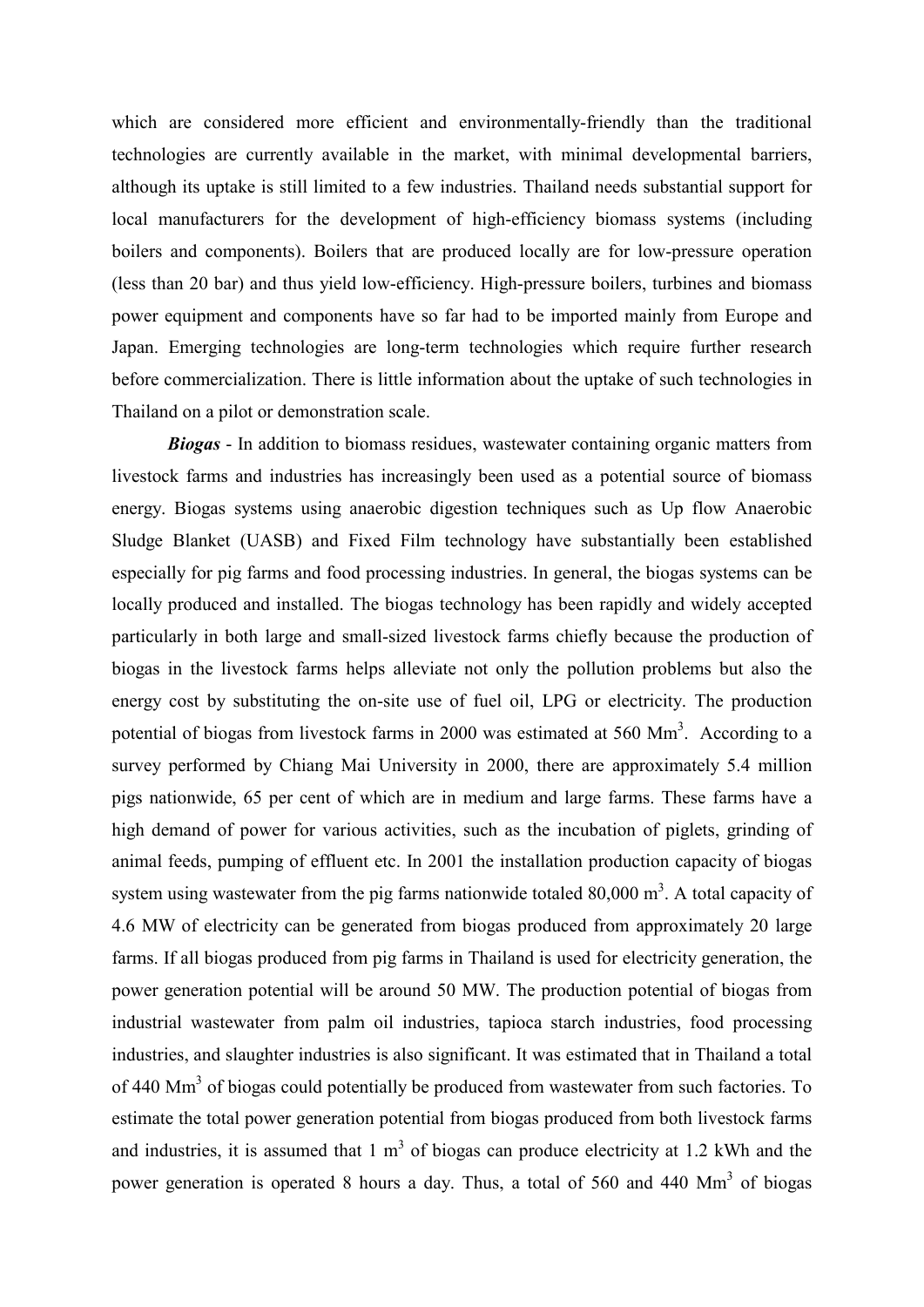which are considered more efficient and environmentally-friendly than the traditional technologies are currently available in the market, with minimal developmental barriers, although its uptake is still limited to a few industries. Thailand needs substantial support for local manufacturers for the development of high-efficiency biomass systems (including boilers and components). Boilers that are produced locally are for low-pressure operation (less than 20 bar) and thus yield low-efficiency. High-pressure boilers, turbines and biomass power equipment and components have so far had to be imported mainly from Europe and Japan. Emerging technologies are long-term technologies which require further research before commercialization. There is little information about the uptake of such technologies in Thailand on a pilot or demonstration scale.

***Biogas*** - In addition to biomass residues, wastewater containing organic matters from livestock farms and industries has increasingly been used as a potential source of biomass energy. Biogas systems using anaerobic digestion techniques such as Up flow Anaerobic Sludge Blanket (UASB) and Fixed Film technology have substantially been established especially for pig farms and food processing industries. In general, the biogas systems can be locally produced and installed. The biogas technology has been rapidly and widely accepted particularly in both large and small-sized livestock farms chiefly because the production of biogas in the livestock farms helps alleviate not only the pollution problems but also the energy cost by substituting the on-site use of fuel oil, LPG or electricity. The production potential of biogas from livestock farms in 2000 was estimated at 560 $Mm^3$. According to a survey performed by Chiang Mai University in 2000, there are approximately 5.4 million pigs nationwide, 65 per cent of which are in medium and large farms. These farms have a high demand of power for various activities, such as the incubation of piglets, grinding of animal feeds, pumping of effluent etc. In 2001 the installation production capacity of biogas system using wastewater from the pig farms nationwide totaled 80,000 $m^3$. A total capacity of 4.6 MW of electricity can be generated from biogas produced from approximately 20 large farms. If all biogas produced from pig farms in Thailand is used for electricity generation, the power generation potential will be around 50 MW. The production potential of biogas from industrial wastewater from palm oil industries, tapioca starch industries, food processing industries, and slaughter industries is also significant. It was estimated that in Thailand a total of 440 $Mm^3$ of biogas could potentially be produced from wastewater from such factories. To estimate the total power generation potential from biogas produced from both livestock farms and industries, it is assumed that 1 $m^3$ of biogas can produce electricity at 1.2 kWh and the power generation is operated 8 hours a day. Thus, a total of 560 and 440 $Mm^3$ of biogas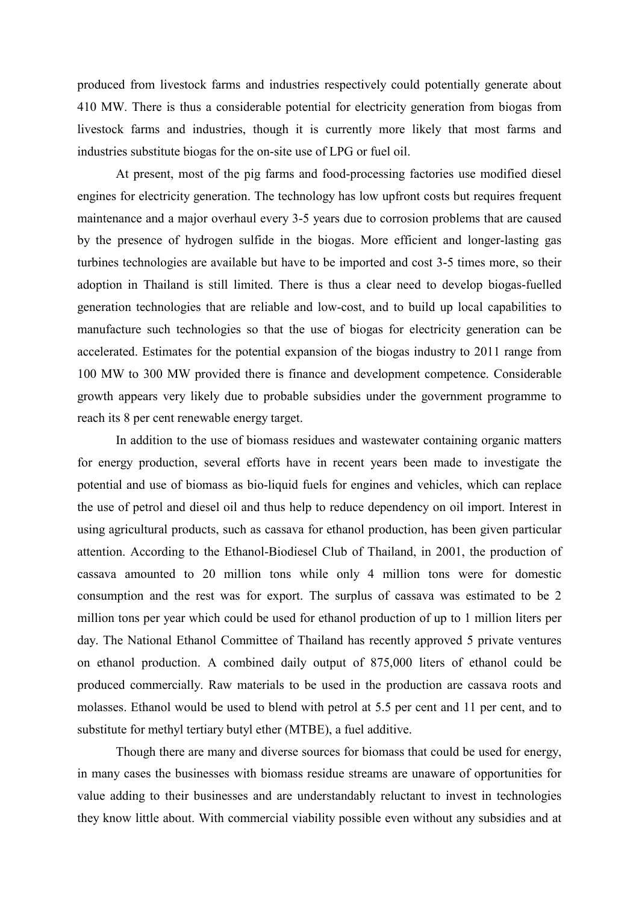produced from livestock farms and industries respectively could potentially generate about 410 MW. There is thus a considerable potential for electricity generation from biogas from livestock farms and industries, though it is currently more likely that most farms and industries substitute biogas for the on-site use of LPG or fuel oil.

At present, most of the pig farms and food-processing factories use modified diesel engines for electricity generation. The technology has low upfront costs but requires frequent maintenance and a major overhaul every 3-5 years due to corrosion problems that are caused by the presence of hydrogen sulfide in the biogas. More efficient and longer-lasting gas turbines technologies are available but have to be imported and cost 3-5 times more, so their adoption in Thailand is still limited. There is thus a clear need to develop biogas-fuelled generation technologies that are reliable and low-cost, and to build up local capabilities to manufacture such technologies so that the use of biogas for electricity generation can be accelerated. Estimates for the potential expansion of the biogas industry to 2011 range from 100 MW to 300 MW provided there is finance and development competence. Considerable growth appears very likely due to probable subsidies under the government programme to reach its 8 per cent renewable energy target.

In addition to the use of biomass residues and wastewater containing organic matters for energy production, several efforts have in recent years been made to investigate the potential and use of biomass as bio-liquid fuels for engines and vehicles, which can replace the use of petrol and diesel oil and thus help to reduce dependency on oil import. Interest in using agricultural products, such as cassava for ethanol production, has been given particular attention. According to the Ethanol-Biodiesel Club of Thailand, in 2001, the production of cassava amounted to 20 million tons while only 4 million tons were for domestic consumption and the rest was for export. The surplus of cassava was estimated to be 2 million tons per year which could be used for ethanol production of up to 1 million liters per day. The National Ethanol Committee of Thailand has recently approved 5 private ventures on ethanol production. A combined daily output of 875,000 liters of ethanol could be produced commercially. Raw materials to be used in the production are cassava roots and molasses. Ethanol would be used to blend with petrol at 5.5 per cent and 11 per cent, and to substitute for methyl tertiary butyl ether (MTBE), a fuel additive.

Though there are many and diverse sources for biomass that could be used for energy, in many cases the businesses with biomass residue streams are unaware of opportunities for value adding to their businesses and are understandably reluctant to invest in technologies they know little about. With commercial viability possible even without any subsidies and at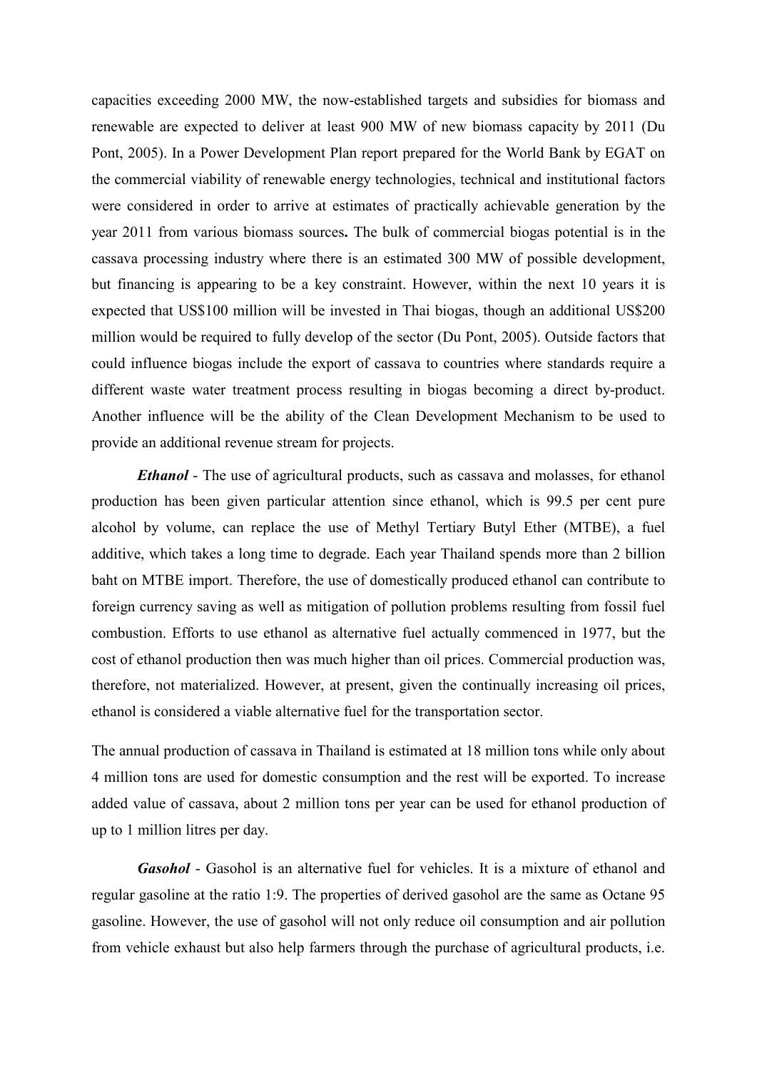capacities exceeding 2000 MW, the now-established targets and subsidies for biomass and renewable are expected to deliver at least 900 MW of new biomass capacity by 2011 (Du Pont, 2005). In a Power Development Plan report prepared for the World Bank by EGAT on the commercial viability of renewable energy technologies, technical and institutional factors were considered in order to arrive at estimates of practically achievable generation by the year 2011 from various biomass sources**.** The bulk of commercial biogas potential is in the cassava processing industry where there is an estimated 300 MW of possible development, but financing is appearing to be a key constraint. However, within the next 10 years it is expected that US$100 million will be invested in Thai biogas, though an additional US$200 million would be required to fully develop of the sector (Du Pont, 2005). Outside factors that could influence biogas include the export of cassava to countries where standards require a different waste water treatment process resulting in biogas becoming a direct by-product. Another influence will be the ability of the Clean Development Mechanism to be used to provide an additional revenue stream for projects.

***Ethanol*** - The use of agricultural products, such as cassava and molasses, for ethanol production has been given particular attention since ethanol, which is 99.5 per cent pure alcohol by volume, can replace the use of Methyl Tertiary Butyl Ether (MTBE), a fuel additive, which takes a long time to degrade. Each year Thailand spends more than 2 billion baht on MTBE import. Therefore, the use of domestically produced ethanol can contribute to foreign currency saving as well as mitigation of pollution problems resulting from fossil fuel combustion. Efforts to use ethanol as alternative fuel actually commenced in 1977, but the cost of ethanol production then was much higher than oil prices. Commercial production was, therefore, not materialized. However, at present, given the continually increasing oil prices, ethanol is considered a viable alternative fuel for the transportation sector.

The annual production of cassava in Thailand is estimated at 18 million tons while only about 4 million tons are used for domestic consumption and the rest will be exported. To increase added value of cassava, about 2 million tons per year can be used for ethanol production of up to 1 million litres per day.

***Gasohol*** - Gasohol is an alternative fuel for vehicles. It is a mixture of ethanol and regular gasoline at the ratio 1:9. The properties of derived gasohol are the same as Octane 95 gasoline. However, the use of gasohol will not only reduce oil consumption and air pollution from vehicle exhaust but also help farmers through the purchase of agricultural products, i.e.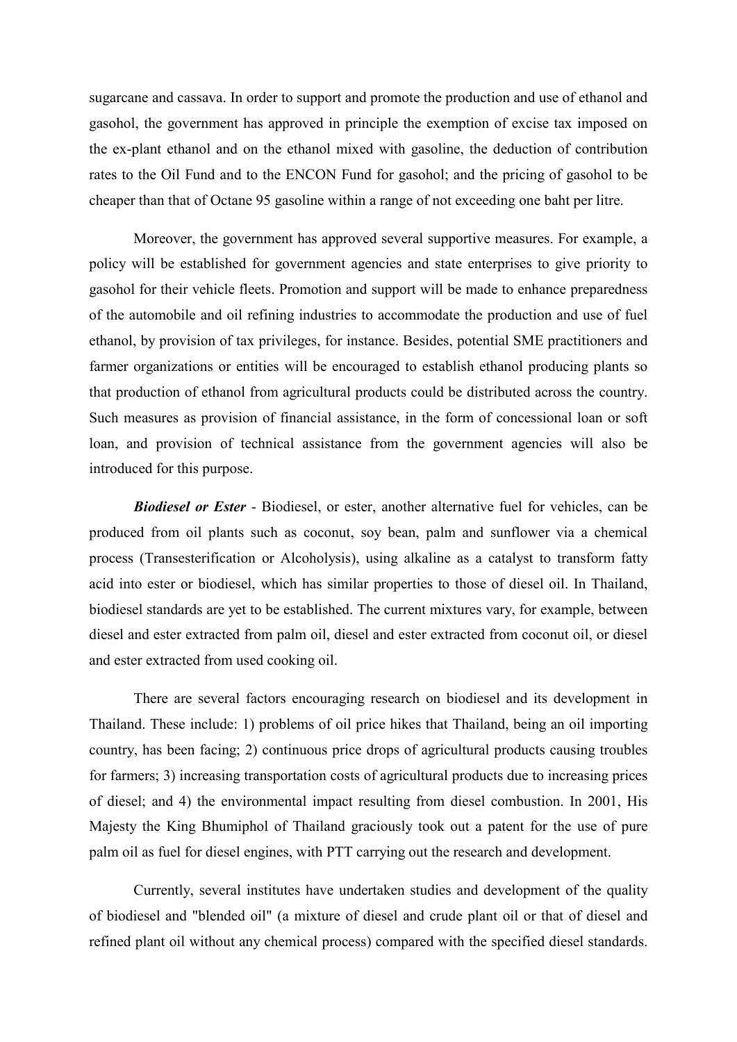sugarcane and cassava. In order to support and promote the production and use of ethanol and gasohol, the government has approved in principle the exemption of excise tax imposed on the ex-plant ethanol and on the ethanol mixed with gasoline, the deduction of contribution rates to the Oil Fund and to the ENCON Fund for gasohol; and the pricing of gasohol to be cheaper than that of Octane 95 gasoline within a range of not exceeding one baht per litre.

Moreover, the government has approved several supportive measures. For example, a policy will be established for government agencies and state enterprises to give priority to gasohol for their vehicle fleets. Promotion and support will be made to enhance preparedness of the automobile and oil refining industries to accommodate the production and use of fuel ethanol, by provision of tax privileges, for instance. Besides, potential SME practitioners and farmer organizations or entities will be encouraged to establish ethanol producing plants so that production of ethanol from agricultural products could be distributed across the country. Such measures as provision of financial assistance, in the form of concessional loan or soft loan, and provision of technical assistance from the government agencies will also be introduced for this purpose.

***Biodiesel or Ester*** - Biodiesel, or ester, another alternative fuel for vehicles, can be produced from oil plants such as coconut, soy bean, palm and sunflower via a chemical process (Transesterification or Alcoholysis), using alkaline as a catalyst to transform fatty acid into ester or biodiesel, which has similar properties to those of diesel oil. In Thailand, biodiesel standards are yet to be established. The current mixtures vary, for example, between diesel and ester extracted from palm oil, diesel and ester extracted from coconut oil, or diesel and ester extracted from used cooking oil.

There are several factors encouraging research on biodiesel and its development in Thailand. These include: 1) problems of oil price hikes that Thailand, being an oil importing country, has been facing; 2) continuous price drops of agricultural products causing troubles for farmers; 3) increasing transportation costs of agricultural products due to increasing prices of diesel; and 4) the environmental impact resulting from diesel combustion. In 2001, His Majesty the King Bhumiphol of Thailand graciously took out a patent for the use of pure palm oil as fuel for diesel engines, with PTT carrying out the research and development.

Currently, several institutes have undertaken studies and development of the quality of biodiesel and "blended oil" (a mixture of diesel and crude plant oil or that of diesel and refined plant oil without any chemical process) compared with the specified diesel standards.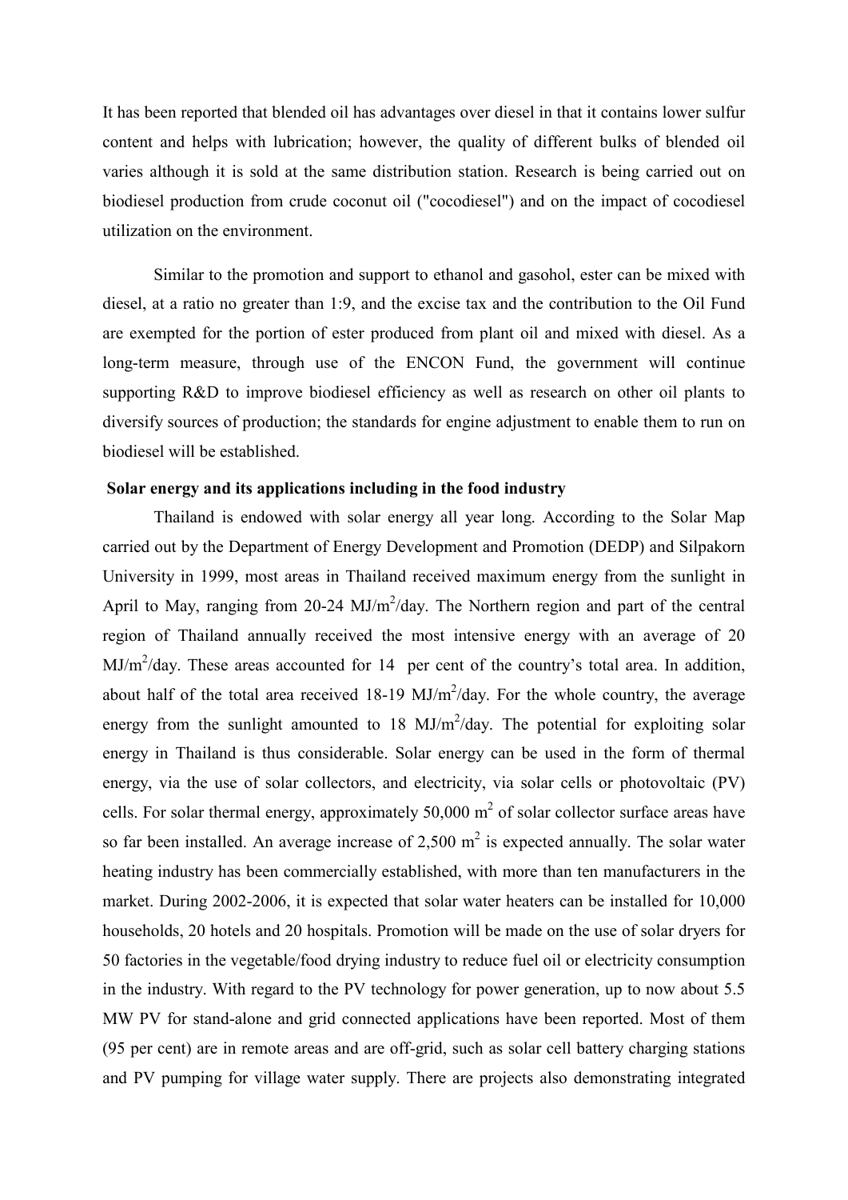It has been reported that blended oil has advantages over diesel in that it contains lower sulfur content and helps with lubrication; however, the quality of different bulks of blended oil varies although it is sold at the same distribution station. Research is being carried out on biodiesel production from crude coconut oil ("cocodiesel") and on the impact of cocodiesel utilization on the environment.

Similar to the promotion and support to ethanol and gasohol, ester can be mixed with diesel, at a ratio no greater than 1:9, and the excise tax and the contribution to the Oil Fund are exempted for the portion of ester produced from plant oil and mixed with diesel. As a long-term measure, through use of the ENCON Fund, the government will continue supporting R&D to improve biodiesel efficiency as well as research on other oil plants to diversify sources of production; the standards for engine adjustment to enable them to run on biodiesel will be established.

**Solar energy and its applications including in the food industry**

Thailand is endowed with solar energy all year long. According to the Solar Map carried out by the Department of Energy Development and Promotion (DEDP) and Silpakorn University in 1999, most areas in Thailand received maximum energy from the sunlight in April to May, ranging from 20-24 MJ/$m^2$/day. The Northern region and part of the central region of Thailand annually received the most intensive energy with an average of 20 MJ/$m^2$/day. These areas accounted for 14 per cent of the country's total area. In addition, about half of the total area received 18-19 MJ/$m^2$/day. For the whole country, the average energy from the sunlight amounted to 18 MJ/$m^2$/day. The potential for exploiting solar energy in Thailand is thus considerable. Solar energy can be used in the form of thermal energy, via the use of solar collectors, and electricity, via solar cells or photovoltaic (PV) cells. For solar thermal energy, approximately 50,000 $m^2$ of solar collector surface areas have so far been installed. An average increase of 2,500 $m^2$ is expected annually. The solar water heating industry has been commercially established, with more than ten manufacturers in the market. During 2002-2006, it is expected that solar water heaters can be installed for 10,000 households, 20 hotels and 20 hospitals. Promotion will be made on the use of solar dryers for 50 factories in the vegetable/food drying industry to reduce fuel oil or electricity consumption in the industry. With regard to the PV technology for power generation, up to now about 5.5 MW PV for stand-alone and grid connected applications have been reported. Most of them (95 per cent) are in remote areas and are off-grid, such as solar cell battery charging stations and PV pumping for village water supply. There are projects also demonstrating integrated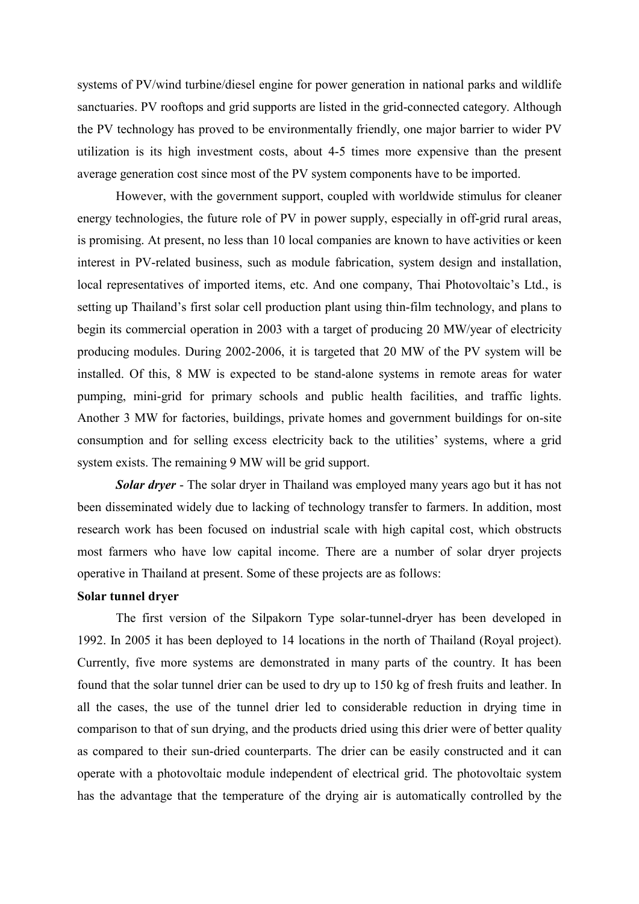systems of PV/wind turbine/diesel engine for power generation in national parks and wildlife sanctuaries. PV rooftops and grid supports are listed in the grid-connected category. Although the PV technology has proved to be environmentally friendly, one major barrier to wider PV utilization is its high investment costs, about 4-5 times more expensive than the present average generation cost since most of the PV system components have to be imported.

However, with the government support, coupled with worldwide stimulus for cleaner energy technologies, the future role of PV in power supply, especially in off-grid rural areas, is promising. At present, no less than 10 local companies are known to have activities or keen interest in PV-related business, such as module fabrication, system design and installation, local representatives of imported items, etc. And one company, Thai Photovoltaic's Ltd., is setting up Thailand's first solar cell production plant using thin-film technology, and plans to begin its commercial operation in 2003 with a target of producing 20 MW/year of electricity producing modules. During 2002-2006, it is targeted that 20 MW of the PV system will be installed. Of this, 8 MW is expected to be stand-alone systems in remote areas for water pumping, mini-grid for primary schools and public health facilities, and traffic lights. Another 3 MW for factories, buildings, private homes and government buildings for on-site consumption and for selling excess electricity back to the utilities' systems, where a grid system exists. The remaining 9 MW will be grid support.

***Solar dryer*** - The solar dryer in Thailand was employed many years ago but it has not been disseminated widely due to lacking of technology transfer to farmers. In addition, most research work has been focused on industrial scale with high capital cost, which obstructs most farmers who have low capital income. There are a number of solar dryer projects operative in Thailand at present. Some of these projects are as follows:

**Solar tunnel dryer**

The first version of the Silpakorn Type solar-tunnel-dryer has been developed in 1992. In 2005 it has been deployed to 14 locations in the north of Thailand (Royal project). Currently, five more systems are demonstrated in many parts of the country. It has been found that the solar tunnel drier can be used to dry up to 150 kg of fresh fruits and leather. In all the cases, the use of the tunnel drier led to considerable reduction in drying time in comparison to that of sun drying, and the products dried using this drier were of better quality as compared to their sun-dried counterparts. The drier can be easily constructed and it can operate with a photovoltaic module independent of electrical grid. The photovoltaic system has the advantage that the temperature of the drying air is automatically controlled by the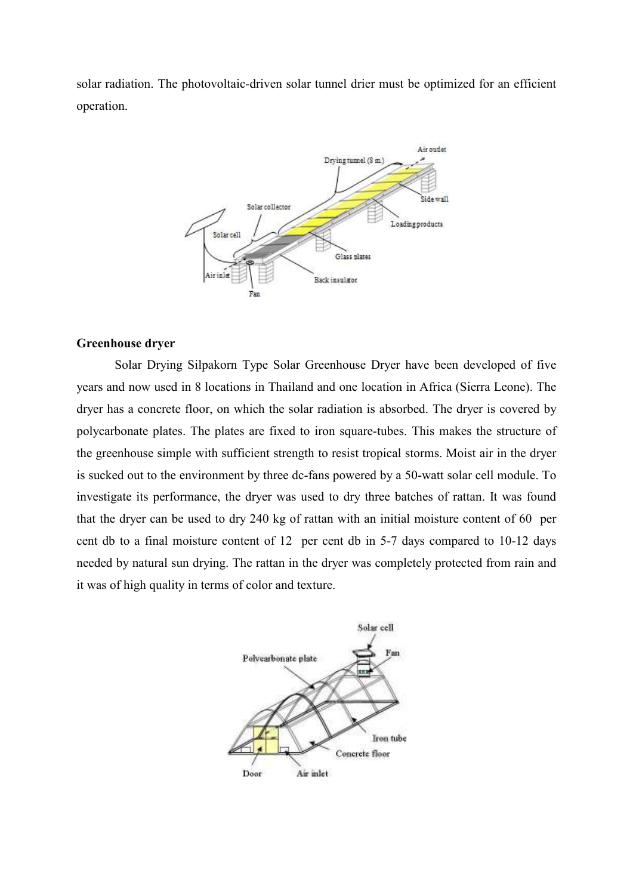solar radiation. The photovoltaic-driven solar tunnel drier must be optimized for an efficient operation.

### Greenhouse dryer

Solar Drying Silpakorn Type Solar Greenhouse Dryer have been developed of five years and now used in 8 locations in Thailand and one location in Africa (Sierra Leone). The dryer has a concrete floor, on which the solar radiation is absorbed. The dryer is covered by polycarbonate plates. The plates are fixed to iron square-tubes. This makes the structure of the greenhouse simple with sufficient strength to resist tropical storms. Moist air in the dryer is sucked out to the environment by three dc-fans powered by a 50-watt solar cell module. To investigate its performance, the dryer was used to dry three batches of rattan. It was found that the dryer can be used to dry 240 kg of rattan with an initial moisture content of 60 per cent db to a final moisture content of 12 per cent db in 5-7 days compared to 10-12 days needed by natural sun drying. The rattan in the dryer was completely protected from rain and it was of high quality in terms of color and texture.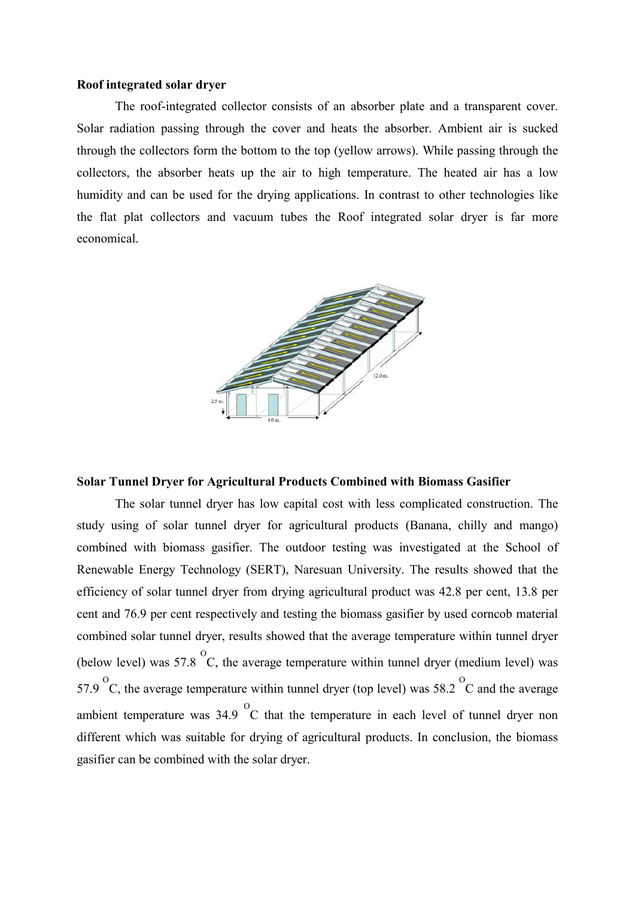**Roof integrated solar dryer**

The roof-integrated collector consists of an absorber plate and a transparent cover. Solar radiation passing through the cover and heats the absorber. Ambient air is sucked through the collectors form the bottom to the top (yellow arrows). While passing through the collectors, the absorber heats up the air to high temperature. The heated air has a low humidity and can be used for the drying applications. In contrast to other technologies like the flat plat collectors and vacuum tubes the Roof integrated solar dryer is far more economical.

**Solar Tunnel Dryer for Agricultural Products Combined with Biomass Gasifier**

The solar tunnel dryer has low capital cost with less complicated construction. The study using of solar tunnel dryer for agricultural products (Banana, chilly and mango) combined with biomass gasifier. The outdoor testing was investigated at the School of Renewable Energy Technology (SERT), Naresuan University. The results showed that the efficiency of solar tunnel dryer from drying agricultural product was 42.8 per cent, 13.8 per cent and 76.9 per cent respectively and testing the biomass gasifier by used corncob material combined solar tunnel dryer, results showed that the average temperature within tunnel dryer (below level) was 57.8 $^{O}$C, the average temperature within tunnel dryer (medium level) was 57.9 $^{O}$C, the average temperature within tunnel dryer (top level) was 58.2 $^{O}$C and the average ambient temperature was 34.9 $^{O}$C that the temperature in each level of tunnel dryer non different which was suitable for drying of agricultural products. In conclusion, the biomass gasifier can be combined with the solar dryer.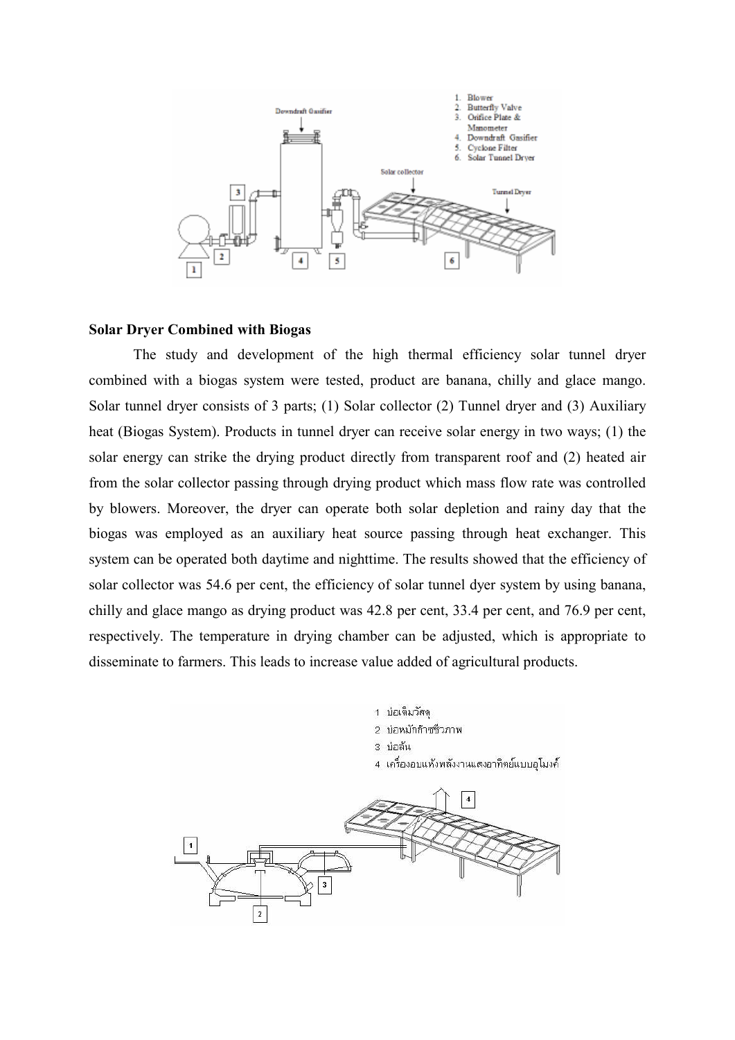## Solar Dryer Combined with Biogas

The study and development of the high thermal efficiency solar tunnel dryer combined with a biogas system were tested, product are banana, chilly and glace mango. Solar tunnel dryer consists of 3 parts; (1) Solar collector (2) Tunnel dryer and (3) Auxiliary heat (Biogas System). Products in tunnel dryer can receive solar energy in two ways; (1) the solar energy can strike the drying product directly from transparent roof and (2) heated air from the solar collector passing through drying product which mass flow rate was controlled by blowers. Moreover, the dryer can operate both solar depletion and rainy day that the biogas was employed as an auxiliary heat source passing through heat exchanger. This system can be operated both daytime and nighttime. The results showed that the efficiency of solar collector was 54.6 per cent, the efficiency of solar tunnel dyer system by using banana, chilly and glace mango as drying product was 42.8 per cent, 33.4 per cent, and 76.9 per cent, respectively. The temperature in drying chamber can be adjusted, which is appropriate to disseminate to farmers. This leads to increase value added of agricultural products.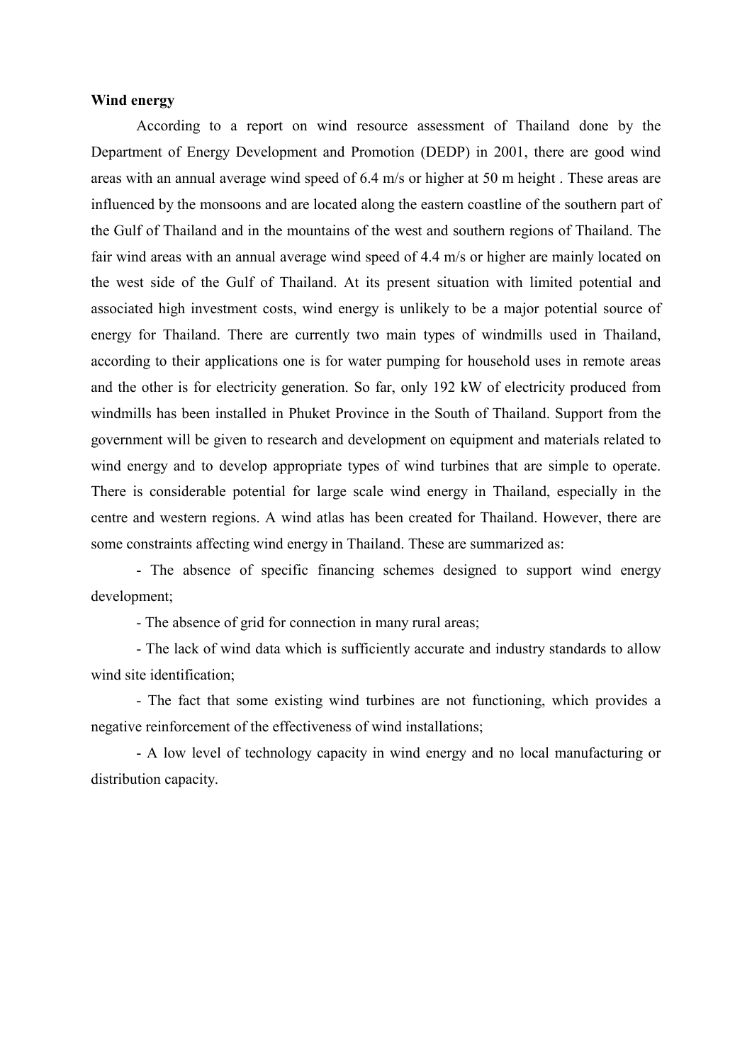**Wind energy**

According to a report on wind resource assessment of Thailand done by the Department of Energy Development and Promotion (DEDP) in 2001, there are good wind areas with an annual average wind speed of 6.4 m/s or higher at 50 m height . These areas are influenced by the monsoons and are located along the eastern coastline of the southern part of the Gulf of Thailand and in the mountains of the west and southern regions of Thailand. The fair wind areas with an annual average wind speed of 4.4 m/s or higher are mainly located on the west side of the Gulf of Thailand. At its present situation with limited potential and associated high investment costs, wind energy is unlikely to be a major potential source of energy for Thailand. There are currently two main types of windmills used in Thailand, according to their applications one is for water pumping for household uses in remote areas and the other is for electricity generation. So far, only 192 kW of electricity produced from windmills has been installed in Phuket Province in the South of Thailand. Support from the government will be given to research and development on equipment and materials related to wind energy and to develop appropriate types of wind turbines that are simple to operate. There is considerable potential for large scale wind energy in Thailand, especially in the centre and western regions. A wind atlas has been created for Thailand. However, there are some constraints affecting wind energy in Thailand. These are summarized as:

- The absence of specific financing schemes designed to support wind energy development;
- The absence of grid for connection in many rural areas;
- The lack of wind data which is sufficiently accurate and industry standards to allow wind site identification;
- The fact that some existing wind turbines are not functioning, which provides a negative reinforcement of the effectiveness of wind installations;
- A low level of technology capacity in wind energy and no local manufacturing or distribution capacity.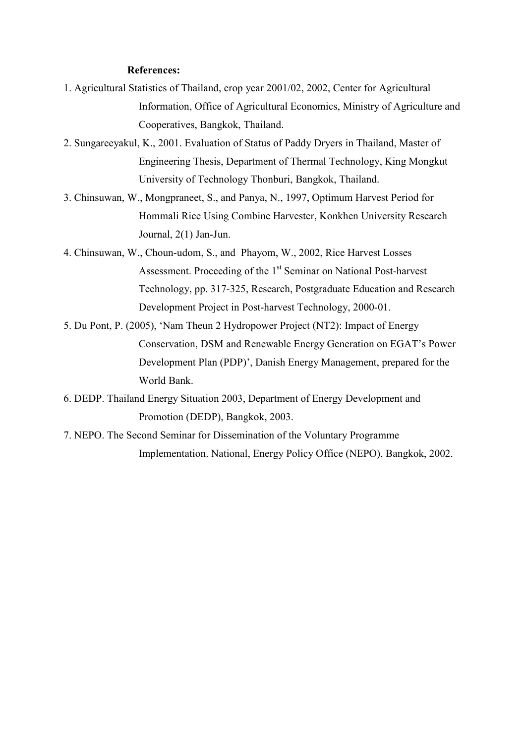**References:**

1. Agricultural Statistics of Thailand, crop year 2001/02, 2002, Center for Agricultural Information, Office of Agricultural Economics, Ministry of Agriculture and Cooperatives, Bangkok, Thailand.
2. Sungareeyakul, K., 2001. Evaluation of Status of Paddy Dryers in Thailand, Master of Engineering Thesis, Department of Thermal Technology, King Mongkut University of Technology Thonburi, Bangkok, Thailand.
3. Chinsuwan, W., Mongpraneet, S., and Panya, N., 1997, Optimum Harvest Period for Hommali Rice Using Combine Harvester, Konkhen University Research Journal, 2(1) Jan-Jun.
4. Chinsuwan, W., Choun-udom, S., and Phayom, W., 2002, Rice Harvest Losses Assessment. Proceeding of the 1st Seminar on National Post-harvest Technology, pp. 317-325, Research, Postgraduate Education and Research Development Project in Post-harvest Technology, 2000-01.
5. Du Pont, P. (2005), 'Nam Theun 2 Hydropower Project (NT2): Impact of Energy Conservation, DSM and Renewable Energy Generation on EGAT's Power Development Plan (PDP)', Danish Energy Management, prepared for the World Bank.
6. DEDP. Thailand Energy Situation 2003, Department of Energy Development and Promotion (DEDP), Bangkok, 2003.
7. NEPO. The Second Seminar for Dissemination of the Voluntary Programme Implementation. National, Energy Policy Office (NEPO), Bangkok, 2002.